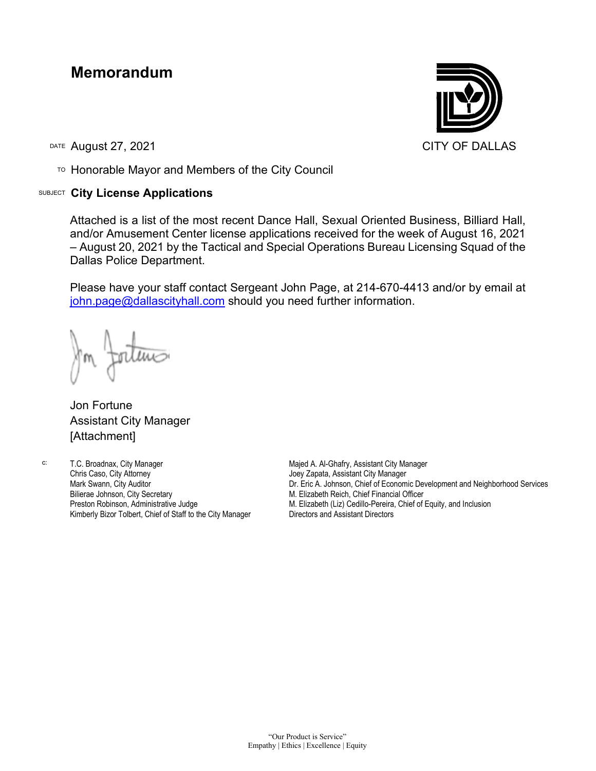# Memorandum

CITY OF DALLAS

DATE August 27, 2021

TO Honorable Mayor and Members of the City Council

SUBJECT **City License Applications**

Attached is a list of the most recent Dance Hall, Sexual Oriented Business, Billiard Hall, and/or Amusement Center license applications received for the week of August 16, 2021 – August 20, 2021 by the Tactical and Special Operations Bureau Licensing Squad of the Dallas Police Department.

Please have your staff contact Sergeant John Page, at 214-670-4413 and/or by email at john.page@dallascityhall.com should you need further information.

Jon Fortune
Assistant City Manager
[Attachment]

c: T.C. Broadnax, City Manager
Chris Caso, City Attorney
Mark Swann, City Auditor
Bilierae Johnson, City Secretary
Preston Robinson, Administrative Judge
Kimberly Bizor Tolbert, Chief of Staff to the City Manager
Majed A. Al-Ghafry, Assistant City Manager
Joey Zapata, Assistant City Manager
Dr. Eric A. Johnson, Chief of Economic Development and Neighborhood Services
M. Elizabeth Reich, Chief Financial Officer
M. Elizabeth (Liz) Cedillo-Pereira, Chief of Equity, and Inclusion
Directors and Assistant Directors

"Our Product is Service"
Empathy | Ethics | Excellence | Equity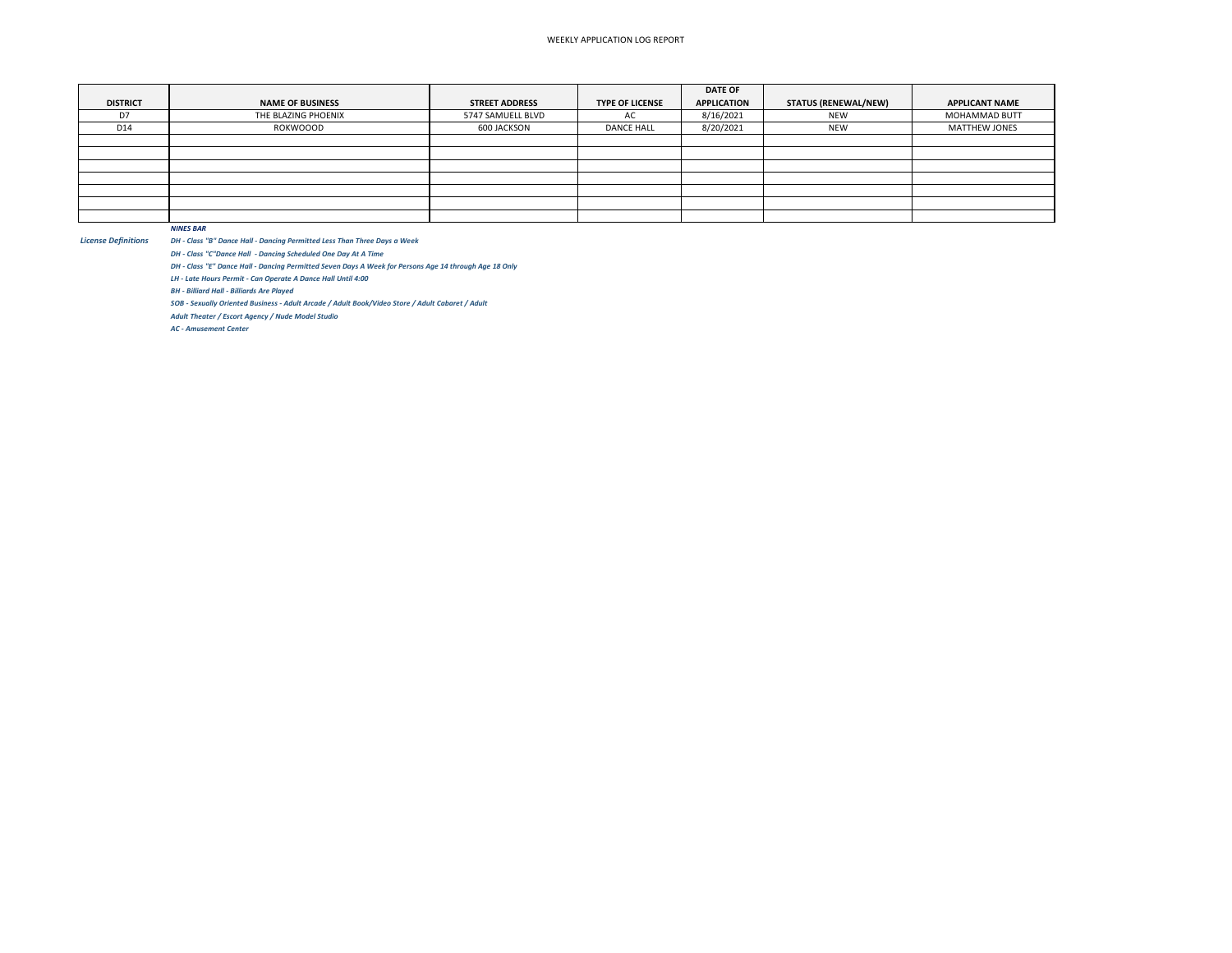WEEKLY APPLICATION LOG REPORT

| DISTRICT | NAME OF BUSINESS | STREET ADDRESS | TYPE OF LICENSE | DATE OF APPLICATION | STATUS (RENEWAL/NEW) | APPLICANT NAME |
|---|---|---|---|---|---|---|
| D7 | THE BLAZING PHOENIX | 5747 SAMUELL BLVD | AC | 8/16/2021 | NEW | MOHAMMAD BUTT |
| D14 | ROKWOOOD | 600 JACKSON | DANCE HALL | 8/20/2021 | NEW | MATTHEW JONES |
| | | | | | | |
| | | | | | | |
| | | | | | | |
| | | | | | | |
| | | | | | | |
| | | | | | | |
| | | | | | | |

***NINES BAR***

***License Definitions***

***DH - Class "B" Dance Hall - Dancing Permitted Less Than Three Days a Week***

***DH - Class "C"Dance Hall - Dancing Scheduled One Day At A Time***

***DH - Class "E" Dance Hall - Dancing Permitted Seven Days A Week for Persons Age 14 through Age 18 Only***

***LH - Late Hours Permit - Can Operate A Dance Hall Until 4:00***

***BH - Billiard Hall - Billiards Are Played***

***SOB - Sexually Oriented Business - Adult Arcade / Adult Book/Video Store / Adult Cabaret / Adult***

***Adult Theater / Escort Agency / Nude Model Studio***

***AC - Amusement Center***